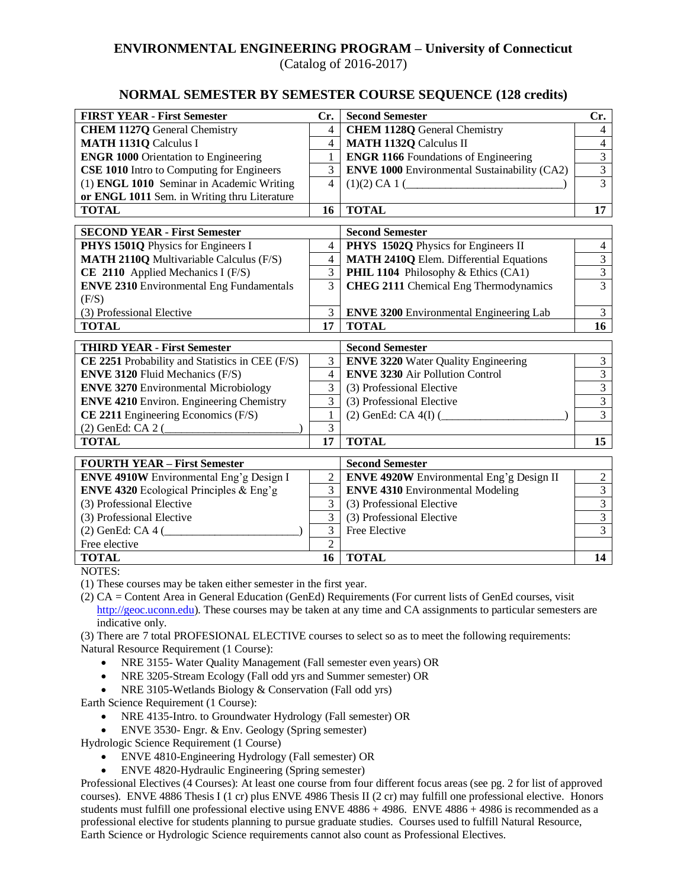# ENVIRONMENTAL ENGINEERING PROGRAM – University of Connecticut

(Catalog of 2016-2017)

## NORMAL SEMESTER BY SEMESTER COURSE SEQUENCE (128 credits)

| FIRST YEAR - First Semester | Cr. | Second Semester | Cr. |
|---|---|---|---|
| **CHEM 1127Q** General Chemistry | 4 | **CHEM 1128Q** General Chemistry | 4 |
| **MATH 1131Q** Calculus I | 4 | **MATH 1132Q** Calculus II | 4 |
| **ENGR 1000** Orientation to Engineering | 1 | **ENGR 1166** Foundations of Engineering | 3 |
| **CSE 1010** Intro to Computing for Engineers | 3 | **ENVE 1000** Environmental Sustainability (CA2) | 3 |
| (1) **ENGL 1010** Seminar in Academic Writing **or ENGL 1011** Sem. in Writing thru Literature | 4 | (1)(2) CA 1 (\_\_\_\_\_\_\_\_\_\_\_\_\_\_\_\_\_\_\_\_\_\_\_\_\_\_\_) | 3 |
| **TOTAL** | **16** | **TOTAL** | **17** |

| SECOND YEAR - First Semester | | Second Semester | |
|---|---|---|---|
| **PHYS 1501Q** Physics for Engineers I | 4 | **PHYS 1502Q** Physics for Engineers II | 4 |
| **MATH 2110Q** Multivariable Calculus (F/S) | 4 | **MATH 2410Q** Elem. Differential Equations | 3 |
| **CE 2110** Applied Mechanics I (F/S) | 3 | **PHIL 1104** Philosophy & Ethics (CA1) | 3 |
| **ENVE 2310** Environmental Eng Fundamentals (F/S) | 3 | **CHEG 2111** Chemical Eng Thermodynamics | 3 |
| (3) Professional Elective | 3 | **ENVE 3200** Environmental Engineering Lab | 3 |
| **TOTAL** | **17** | **TOTAL** | **16** |

| THIRD YEAR - First Semester | | Second Semester | |
|---|---|---|---|
| **CE 2251** Probability and Statistics in CEE (F/S) | 3 | **ENVE 3220** Water Quality Engineering | 3 |
| **ENVE 3120** Fluid Mechanics (F/S) | 4 | **ENVE 3230** Air Pollution Control | 3 |
| **ENVE 3270** Environmental Microbiology | 3 | (3) Professional Elective | 3 |
| **ENVE 4210** Environ. Engineering Chemistry | 3 | (3) Professional Elective | 3 |
| **CE 2211** Engineering Economics (F/S) | 1 | (2) GenEd: CA 4(I) (\_\_\_\_\_\_\_\_\_\_\_\_\_\_\_\_\_\_\_\_\_\_) | 3 |
| (2) GenEd: CA 2 (\_\_\_\_\_\_\_\_\_\_\_\_\_\_\_\_\_\_\_\_\_\_\_\_) | 3 | | |
| **TOTAL** | **17** | **TOTAL** | **15** |

| FOURTH YEAR – First Semester | | Second Semester | |
|---|---|---|---|
| **ENVE 4910W** Environmental Eng'g Design I | 2 | **ENVE 4920W** Environmental Eng'g Design II | 2 |
| **ENVE 4320** Ecological Principles & Eng'g | 3 | **ENVE 4310** Environmental Modeling | 3 |
| (3) Professional Elective | 3 | (3) Professional Elective | 3 |
| (3) Professional Elective | 3 | (3) Professional Elective | 3 |
| (2) GenEd: CA 4 (\_\_\_\_\_\_\_\_\_\_\_\_\_\_\_\_\_\_\_\_\_\_\_\_) | 3 | Free Elective | 3 |
| Free elective | 2 | | |
| **TOTAL** | **16** | **TOTAL** | **14** |

NOTES:

(1) These courses may be taken either semester in the first year.

(2) CA = Content Area in General Education (GenEd) Requirements (For current lists of GenEd courses, visit http://geoc.uconn.edu). These courses may be taken at any time and CA assignments to particular semesters are indicative only.

(3) There are 7 total PROFESIONAL ELECTIVE courses to select so as to meet the following requirements:

Natural Resource Requirement (1 Course):

- NRE 3155- Water Quality Management (Fall semester even years) OR
- NRE 3205-Stream Ecology (Fall odd yrs and Summer semester) OR
- NRE 3105-Wetlands Biology & Conservation (Fall odd yrs)

Earth Science Requirement (1 Course):

- NRE 4135-Intro. to Groundwater Hydrology (Fall semester) OR
- ENVE 3530- Engr. & Env. Geology (Spring semester)

Hydrologic Science Requirement (1 Course)

- ENVE 4810-Engineering Hydrology (Fall semester) OR
- ENVE 4820-Hydraulic Engineering (Spring semester)

Professional Electives (4 Courses): At least one course from four different focus areas (see pg. 2 for list of approved courses). ENVE 4886 Thesis I (1 cr) plus ENVE 4986 Thesis II (2 cr) may fulfill one professional elective. Honors students must fulfill one professional elective using ENVE 4886 + 4986. ENVE 4886 + 4986 is recommended as a professional elective for students planning to pursue graduate studies. Courses used to fulfill Natural Resource, Earth Science or Hydrologic Science requirements cannot also count as Professional Electives.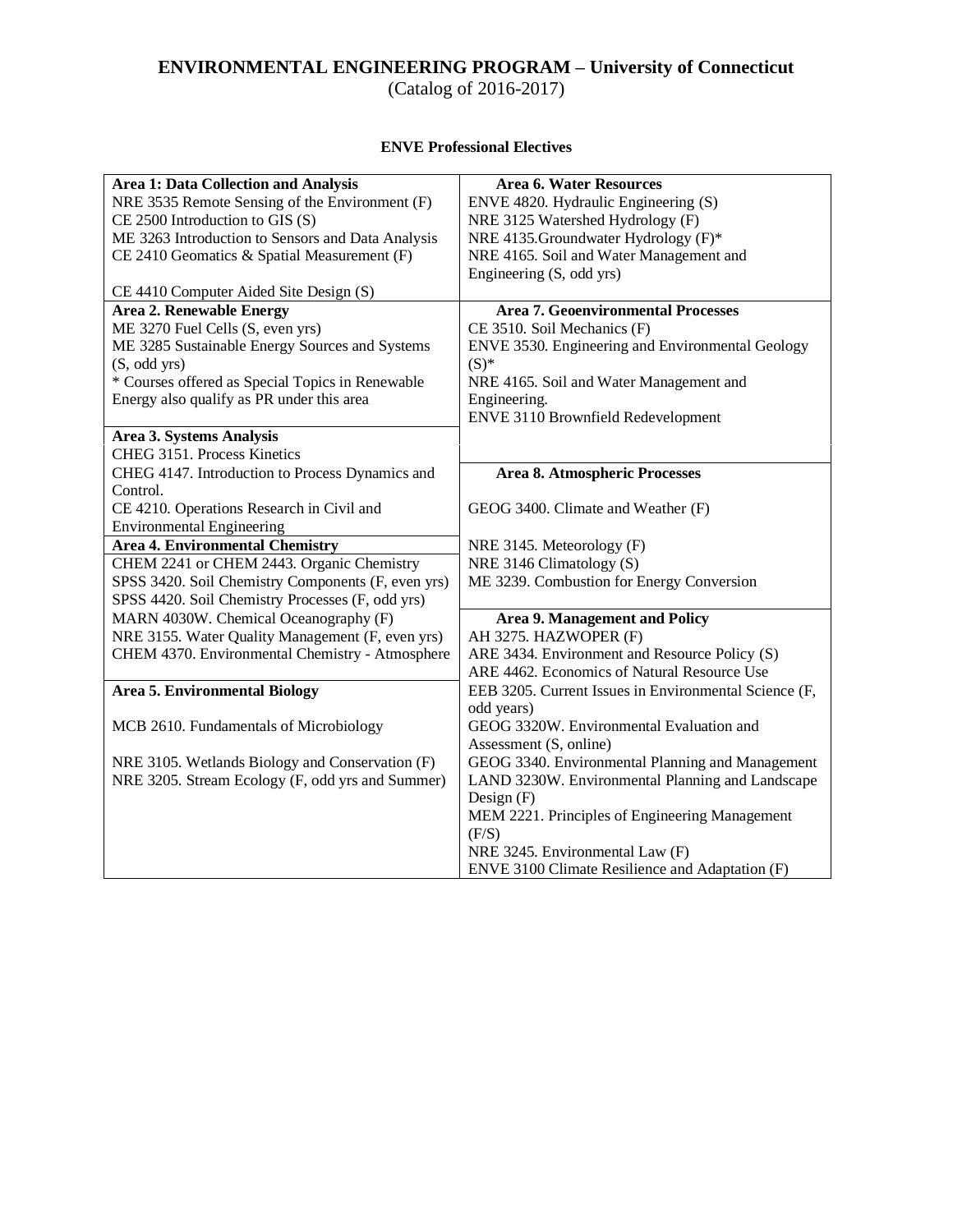# ENVIRONMENTAL ENGINEERING PROGRAM – University of Connecticut

(Catalog of 2016-2017)

## ENVE Professional Electives

### Area 1: Data Collection and Analysis
- NRE 3535 Remote Sensing of the Environment (F)
- CE 2500 Introduction to GIS (S)
- ME 3263 Introduction to Sensors and Data Analysis
- CE 2410 Geomatics & Spatial Measurement (F)
- CE 4410 Computer Aided Site Design (S)

### Area 2. Renewable Energy
- ME 3270 Fuel Cells (S, even yrs)
- ME 3285 Sustainable Energy Sources and Systems (S, odd yrs)

\* Courses offered as Special Topics in Renewable Energy also qualify as PR under this area

### Area 3. Systems Analysis
- CHEG 3151. Process Kinetics
- CHEG 4147. Introduction to Process Dynamics and Control.
- CE 4210. Operations Research in Civil and Environmental Engineering

### Area 4. Environmental Chemistry
- CHEM 2241 or CHEM 2443. Organic Chemistry
- SPSS 3420. Soil Chemistry Components (F, even yrs)
- SPSS 4420. Soil Chemistry Processes (F, odd yrs)
- MARN 4030W. Chemical Oceanography (F)
- NRE 3155. Water Quality Management (F, even yrs)
- CHEM 4370. Environmental Chemistry - Atmosphere

### Area 5. Environmental Biology
- MCB 2610. Fundamentals of Microbiology
- NRE 3105. Wetlands Biology and Conservation (F)
- NRE 3205. Stream Ecology (F, odd yrs and Summer)

### Area 6. Water Resources
- ENVE 4820. Hydraulic Engineering (S)
- NRE 3125 Watershed Hydrology (F)
- NRE 4135.Groundwater Hydrology (F)*
- NRE 4165. Soil and Water Management and Engineering (S, odd yrs)

### Area 7. Geoenvironmental Processes
- CE 3510. Soil Mechanics (F)
- ENVE 3530. Engineering and Environmental Geology (S)*
- NRE 4165. Soil and Water Management and Engineering.
- ENVE 3110 Brownfield Redevelopment

### Area 8. Atmospheric Processes
- GEOG 3400. Climate and Weather (F)
- NRE 3145. Meteorology (F)
- NRE 3146 Climatology (S)
- ME 3239. Combustion for Energy Conversion

### Area 9. Management and Policy
- AH 3275. HAZWOPER (F)
- ARE 3434. Environment and Resource Policy (S)
- ARE 4462. Economics of Natural Resource Use
- EEB 3205. Current Issues in Environmental Science (F, odd years)
- GEOG 3320W. Environmental Evaluation and Assessment (S, online)
- GEOG 3340. Environmental Planning and Management
- LAND 3230W. Environmental Planning and Landscape Design (F)
- MEM 2221. Principles of Engineering Management (F/S)
- NRE 3245. Environmental Law (F)
- ENVE 3100 Climate Resilience and Adaptation (F)